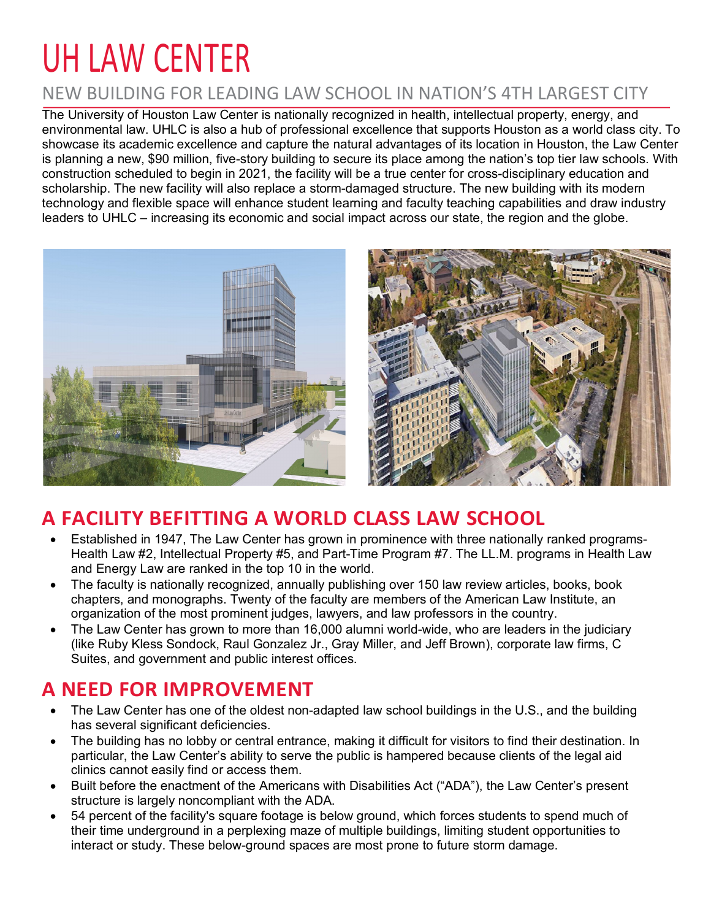# UH LAW CENTER

## NEW BUILDING FOR LEADING LAW SCHOOL IN NATION'S 4TH LARGEST CITY

The University of Houston Law Center is nationally recognized in health, intellectual property, energy, and environmental law. UHLC is also a hub of professional excellence that supports Houston as a world class city. To showcase its academic excellence and capture the natural advantages of its location in Houston, the Law Center is planning a new, $90 million, five-story building to secure its place among the nation's top tier law schools. With construction scheduled to begin in 2021, the facility will be a true center for cross-disciplinary education and scholarship. The new facility will also replace a storm-damaged structure. The new building with its modern technology and flexible space will enhance student learning and faculty teaching capabilities and draw industry leaders to UHLC – increasing its economic and social impact across our state, the region and the globe.

## A FACILITY BEFITTING A WORLD CLASS LAW SCHOOL

- Established in 1947, The Law Center has grown in prominence with three nationally ranked programs- Health Law #2, Intellectual Property #5, and Part-Time Program #7. The LL.M. programs in Health Law and Energy Law are ranked in the top 10 in the world.
- The faculty is nationally recognized, annually publishing over 150 law review articles, books, book chapters, and monographs. Twenty of the faculty are members of the American Law Institute, an organization of the most prominent judges, lawyers, and law professors in the country.
- The Law Center has grown to more than 16,000 alumni world-wide, who are leaders in the judiciary (like Ruby Kless Sondock, Raul Gonzalez Jr., Gray Miller, and Jeff Brown), corporate law firms, C Suites, and government and public interest offices.

## A NEED FOR IMPROVEMENT

- The Law Center has one of the oldest non-adapted law school buildings in the U.S., and the building has several significant deficiencies.
- The building has no lobby or central entrance, making it difficult for visitors to find their destination. In particular, the Law Center's ability to serve the public is hampered because clients of the legal aid clinics cannot easily find or access them.
- Built before the enactment of the Americans with Disabilities Act ("ADA"), the Law Center's present structure is largely noncompliant with the ADA.
- 54 percent of the facility's square footage is below ground, which forces students to spend much of their time underground in a perplexing maze of multiple buildings, limiting student opportunities to interact or study. These below-ground spaces are most prone to future storm damage.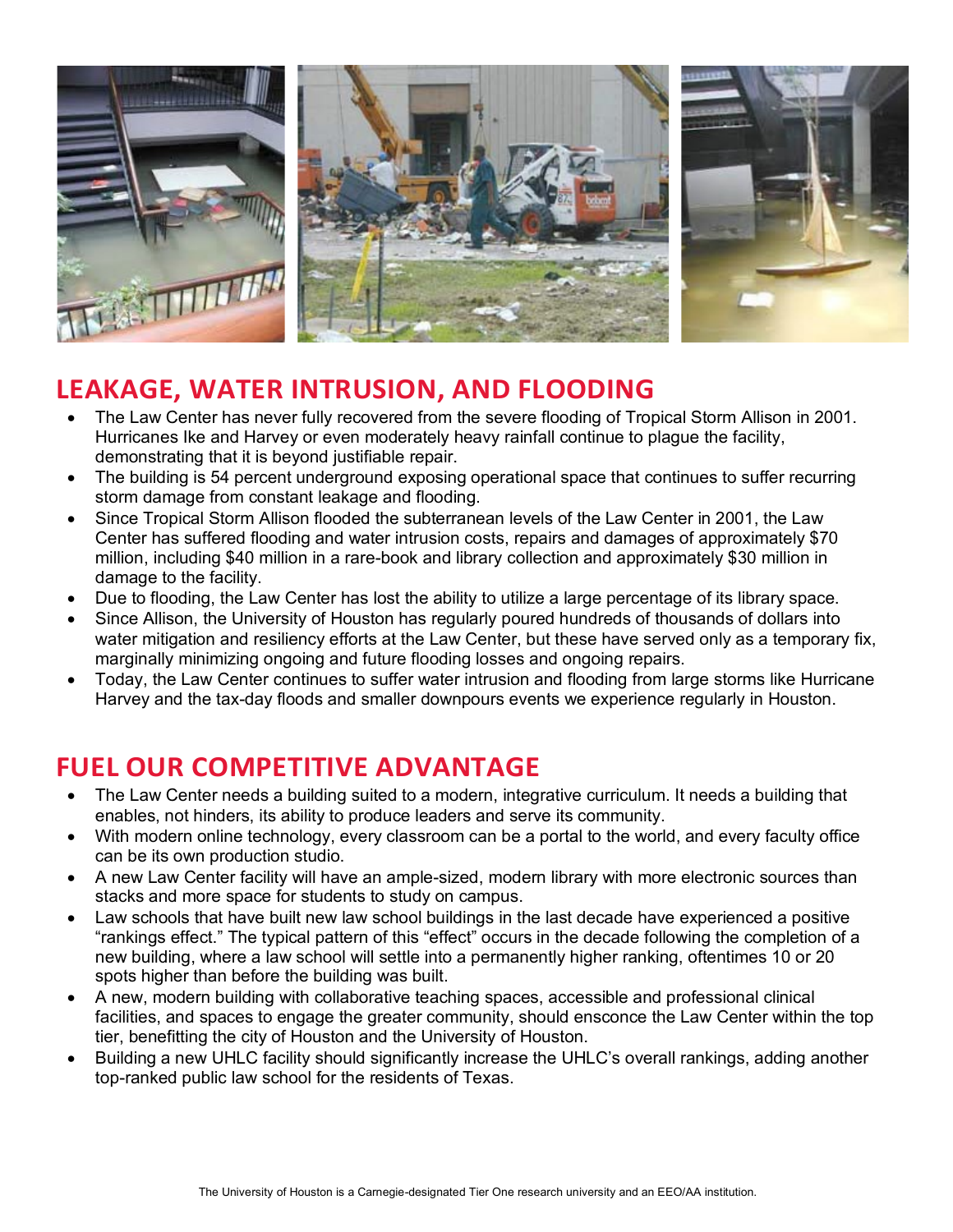## LEAKAGE, WATER INTRUSION, AND FLOODING

- The Law Center has never fully recovered from the severe flooding of Tropical Storm Allison in 2001. Hurricanes Ike and Harvey or even moderately heavy rainfall continue to plague the facility, demonstrating that it is beyond justifiable repair.
- The building is 54 percent underground exposing operational space that continues to suffer recurring storm damage from constant leakage and flooding.
- Since Tropical Storm Allison flooded the subterranean levels of the Law Center in 2001, the Law Center has suffered flooding and water intrusion costs, repairs and damages of approximately $70 million, including $40 million in a rare-book and library collection and approximately $30 million in damage to the facility.
- Due to flooding, the Law Center has lost the ability to utilize a large percentage of its library space.
- Since Allison, the University of Houston has regularly poured hundreds of thousands of dollars into water mitigation and resiliency efforts at the Law Center, but these have served only as a temporary fix, marginally minimizing ongoing and future flooding losses and ongoing repairs.
- Today, the Law Center continues to suffer water intrusion and flooding from large storms like Hurricane Harvey and the tax-day floods and smaller downpours events we experience regularly in Houston.

## FUEL OUR COMPETITIVE ADVANTAGE

- The Law Center needs a building suited to a modern, integrative curriculum. It needs a building that enables, not hinders, its ability to produce leaders and serve its community.
- With modern online technology, every classroom can be a portal to the world, and every faculty office can be its own production studio.
- A new Law Center facility will have an ample-sized, modern library with more electronic sources than stacks and more space for students to study on campus.
- Law schools that have built new law school buildings in the last decade have experienced a positive "rankings effect." The typical pattern of this "effect" occurs in the decade following the completion of a new building, where a law school will settle into a permanently higher ranking, oftentimes 10 or 20 spots higher than before the building was built.
- A new, modern building with collaborative teaching spaces, accessible and professional clinical facilities, and spaces to engage the greater community, should ensconce the Law Center within the top tier, benefitting the city of Houston and the University of Houston.
- Building a new UHLC facility should significantly increase the UHLC's overall rankings, adding another top-ranked public law school for the residents of Texas.

The University of Houston is a Carnegie-designated Tier One research university and an EEO/AA institution.